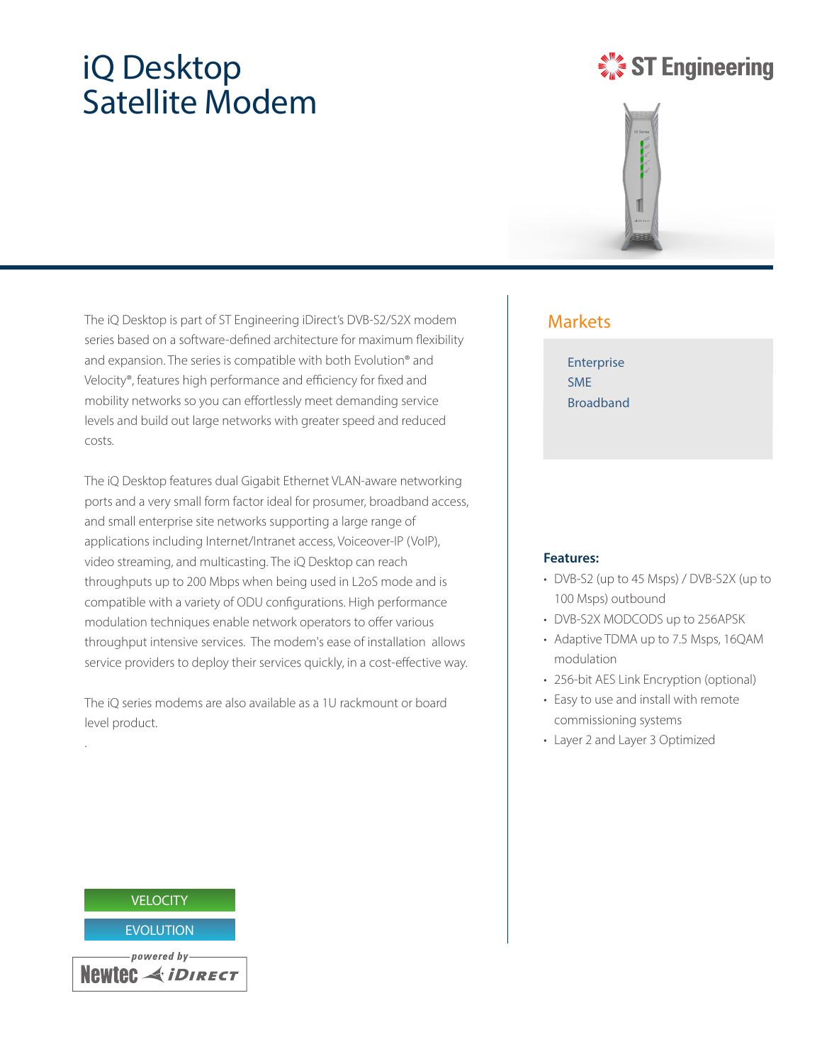# iQ Desktop Satellite Modem

ST Engineering

The iQ Desktop is part of ST Engineering iDirect's DVB-S2/S2X modem series based on a software-defined architecture for maximum flexibility and expansion. The series is compatible with both Evolution® and Velocity®, features high performance and efficiency for fixed and mobility networks so you can effortlessly meet demanding service levels and build out large networks with greater speed and reduced costs.

The iQ Desktop features dual Gigabit Ethernet VLAN-aware networking ports and a very small form factor ideal for prosumer, broadband access, and small enterprise site networks supporting a large range of applications including Internet/Intranet access, Voiceover-IP (VoIP), video streaming, and multicasting. The iQ Desktop can reach throughputs up to 200 Mbps when being used in L2oS mode and is compatible with a variety of ODU configurations. High performance modulation techniques enable network operators to offer various throughput intensive services. The modem's ease of installation allows service providers to deploy their services quickly, in a cost-effective way.

The iQ series modems are also available as a 1U rackmount or board level product.

VELOCITY

EVOLUTION

powered by Newtec iDirect

## Markets

Enterprise
SME
Broadband

**Features:**

- DVB-S2 (up to 45 Msps) / DVB-S2X (up to 100 Msps) outbound
- DVB-S2X MODCODS up to 256APSK
- Adaptive TDMA up to 7.5 Msps, 16QAM modulation
- 256-bit AES Link Encryption (optional)
- Easy to use and install with remote commissioning systems
- Layer 2 and Layer 3 Optimized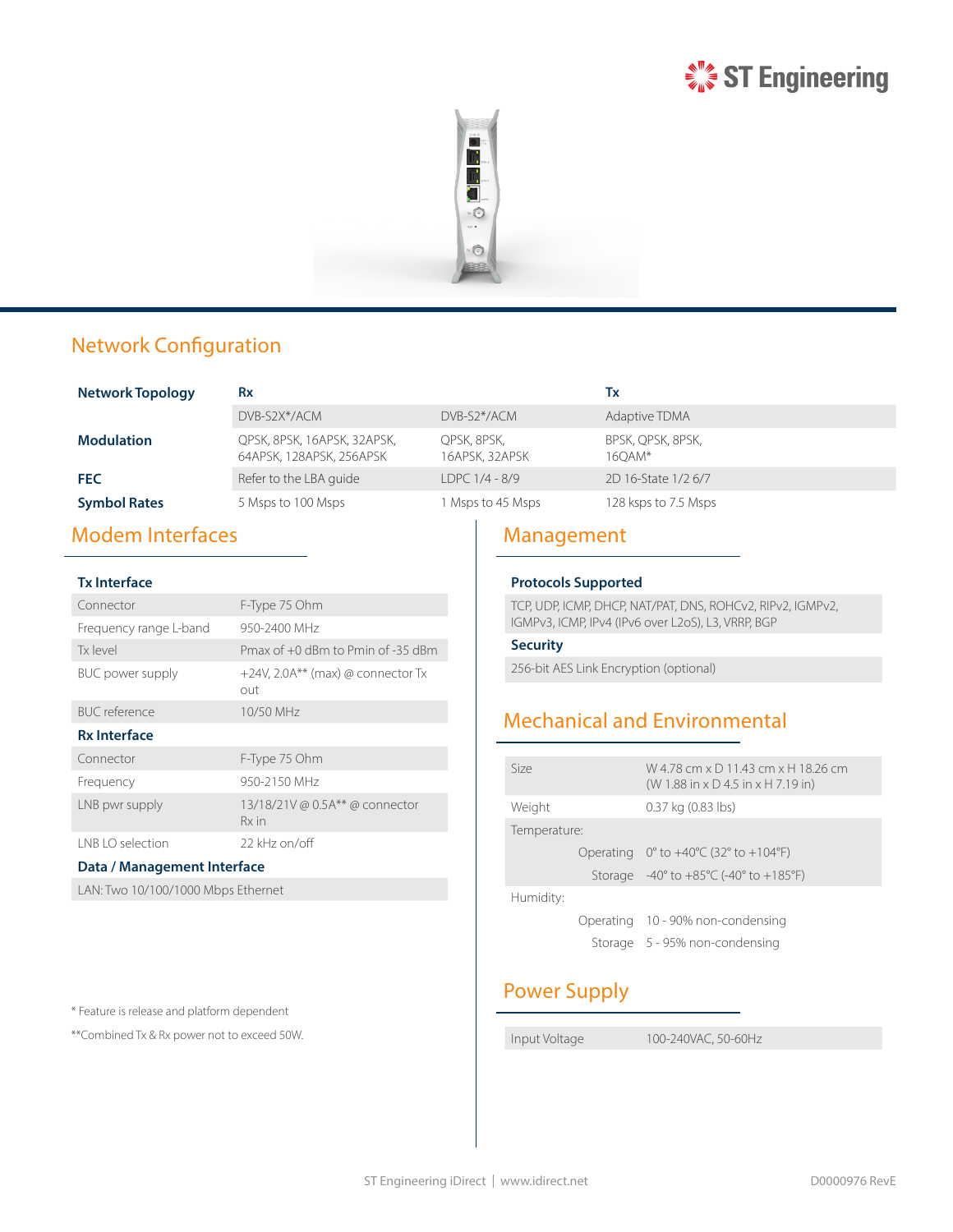## Network Configuration

| | | | |
|---|---|---|---|
| **Network Topology** | **Rx** | | **Tx** |
| | DVB-S2X*/ACM | DVB-S2*/ACM | Adaptive TDMA |
| **Modulation** | QPSK, 8PSK, 16APSK, 32APSK, 64APSK, 128APSK, 256APSK | QPSK, 8PSK, 16APSK, 32APSK | BPSK, QPSK, 8PSK, 16QAM* |
| **FEC** | Refer to the LBA guide | LDPC 1/4 - 8/9 | 2D 16-State 1/2 6/7 |
| **Symbol Rates** | 5 Msps to 100 Msps | 1 Msps to 45 Msps | 128 ksps to 7.5 Msps |

## Modem Interfaces

### Tx Interface

| | |
|---|---|
| Connector | F-Type 75 Ohm |
| Frequency range L-band | 950-2400 MHz |
| Tx level | Pmax of +0 dBm to Pmin of -35 dBm |
| BUC power supply | +24V, 2.0A** (max) @ connector Tx out |
| BUC reference | 10/50 MHz |

### Rx Interface

| | |
|---|---|
| Connector | F-Type 75 Ohm |
| Frequency | 950-2150 MHz |
| LNB pwr supply | 13/18/21V @ 0.5A** @ connector Rx in |
| LNB LO selection | 22 kHz on/off |

### Data / Management Interface

LAN: Two 10/100/1000 Mbps Ethernet

\* Feature is release and platform dependent

\*\*Combined Tx & Rx power not to exceed 50W.

## Management

### Protocols Supported

TCP, UDP, ICMP, DHCP, NAT/PAT, DNS, ROHCv2, RIPv2, IGMPv2, IGMPv3, ICMP, IPv4 (IPv6 over L2oS), L3, VRRP, BGP

### Security

256-bit AES Link Encryption (optional)

## Mechanical and Environmental

| | | |
|---|---|---|
| Size | | W 4.78 cm x D 11.43 cm x H 18.26 cm (W 1.88 in x D 4.5 in x H 7.19 in) |
| Weight | | 0.37 kg (0.83 lbs) |
| Temperature: | | |
| | Operating | 0° to +40°C (32° to +104°F) |
| | Storage | -40° to +85°C (-40° to +185°F) |
| Humidity: | | |
| | Operating | 10 - 90% non-condensing |
| | Storage | 5 - 95% non-condensing |

## Power Supply

| | |
|---|---|
| Input Voltage | 100-240VAC, 50-60Hz |

ST Engineering iDirect | www.idirect.net

D0000976 RevE